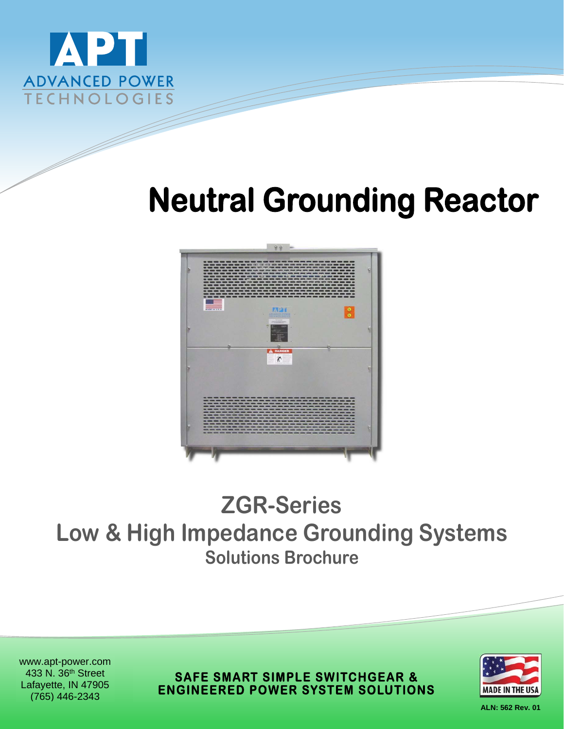APT

ADVANCED POWER TECHNOLOGIES

# Neutral Grounding Reactor

## ZGR-Series
## Low & High Impedance Grounding Systems
### Solutions Brochure

www.apt-power.com
433 N. 36th Street
Lafayette, IN 47905
(765) 446-2343

**SAFE SMART SIMPLE SWITCHGEAR & ENGINEERED POWER SYSTEM SOLUTIONS**

MADE IN THE USA

**ALN: 562 Rev. 01**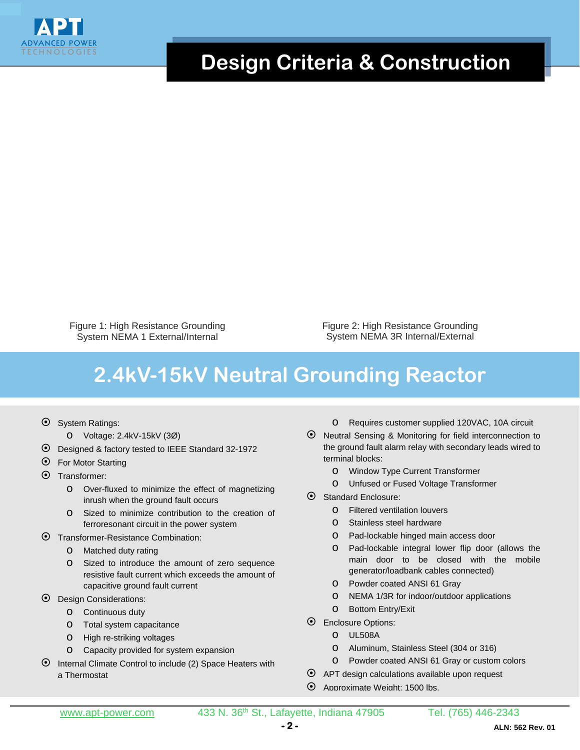# Design Criteria & Construction

Figure 1: High Resistance Grounding System NEMA 1 External/Internal

Figure 2: High Resistance Grounding System NEMA 3R Internal/External

## 2.4kV-15kV Neutral Grounding Reactor

- System Ratings:
  - Voltage: 2.4kV-15kV (3Ø)
- Designed & factory tested to IEEE Standard 32-1972
- For Motor Starting
- Transformer:
  - Over-fluxed to minimize the effect of magnetizing inrush when the ground fault occurs
  - Sized to minimize contribution to the creation of ferroresonant circuit in the power system
- Transformer-Resistance Combination:
  - Matched duty rating
  - Sized to introduce the amount of zero sequence resistive fault current which exceeds the amount of capacitive ground fault current
- Design Considerations:
  - Continuous duty
  - Total system capacitance
  - High re-striking voltages
  - Capacity provided for system expansion
- Internal Climate Control to include (2) Space Heaters with a Thermostat
  - Requires customer supplied 120VAC, 10A circuit
- Neutral Sensing & Monitoring for field interconnection to the ground fault alarm relay with secondary leads wired to terminal blocks:
  - Window Type Current Transformer
  - Unfused or Fused Voltage Transformer
- Standard Enclosure:
  - Filtered ventilation louvers
  - Stainless steel hardware
  - Pad-lockable hinged main access door
  - Pad-lockable integral lower flip door (allows the main door to be closed with the mobile generator/loadbank cables connected)
  - Powder coated ANSI 61 Gray
  - NEMA 1/3R for indoor/outdoor applications
  - Bottom Entry/Exit
- Enclosure Options:
  - UL508A
  - Aluminum, Stainless Steel (304 or 316)
  - Powder coated ANSI 61 Gray or custom colors
- APT design calculations available upon request
- Approximate Weight: 1500 lbs.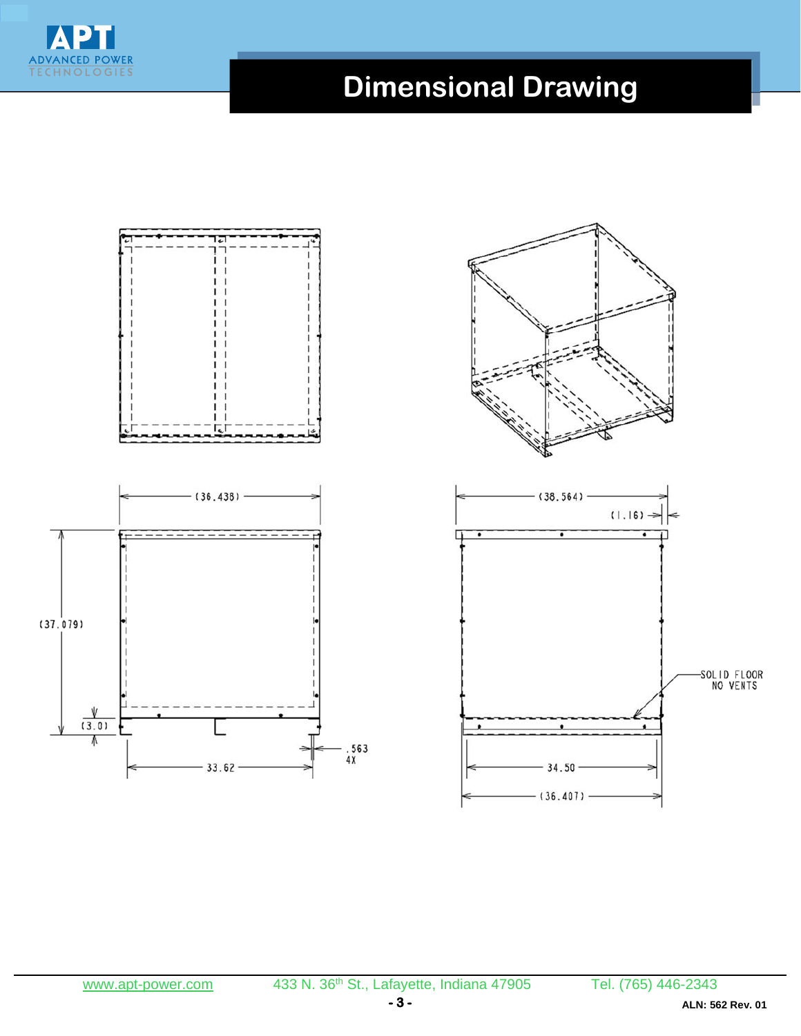# Dimensional Drawing

(36.438)

(37.079)

(3.0)

33.62

.563
4X

(38.564)

(1.16)

SOLID FLOOR
NO VENTS

34.50

(36.407)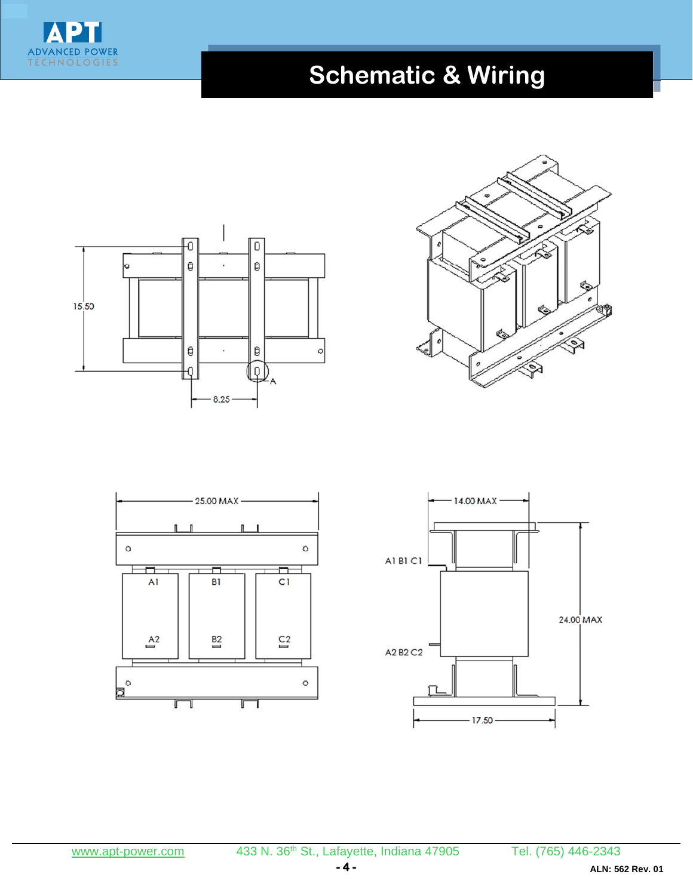# Schematic & Wiring

15.50

8.25

A

25.00 MAX

A1 B1 C1

A2 B2 C2

14.00 MAX

A1 B1 C1

A2 B2 C2

24.00 MAX

17.50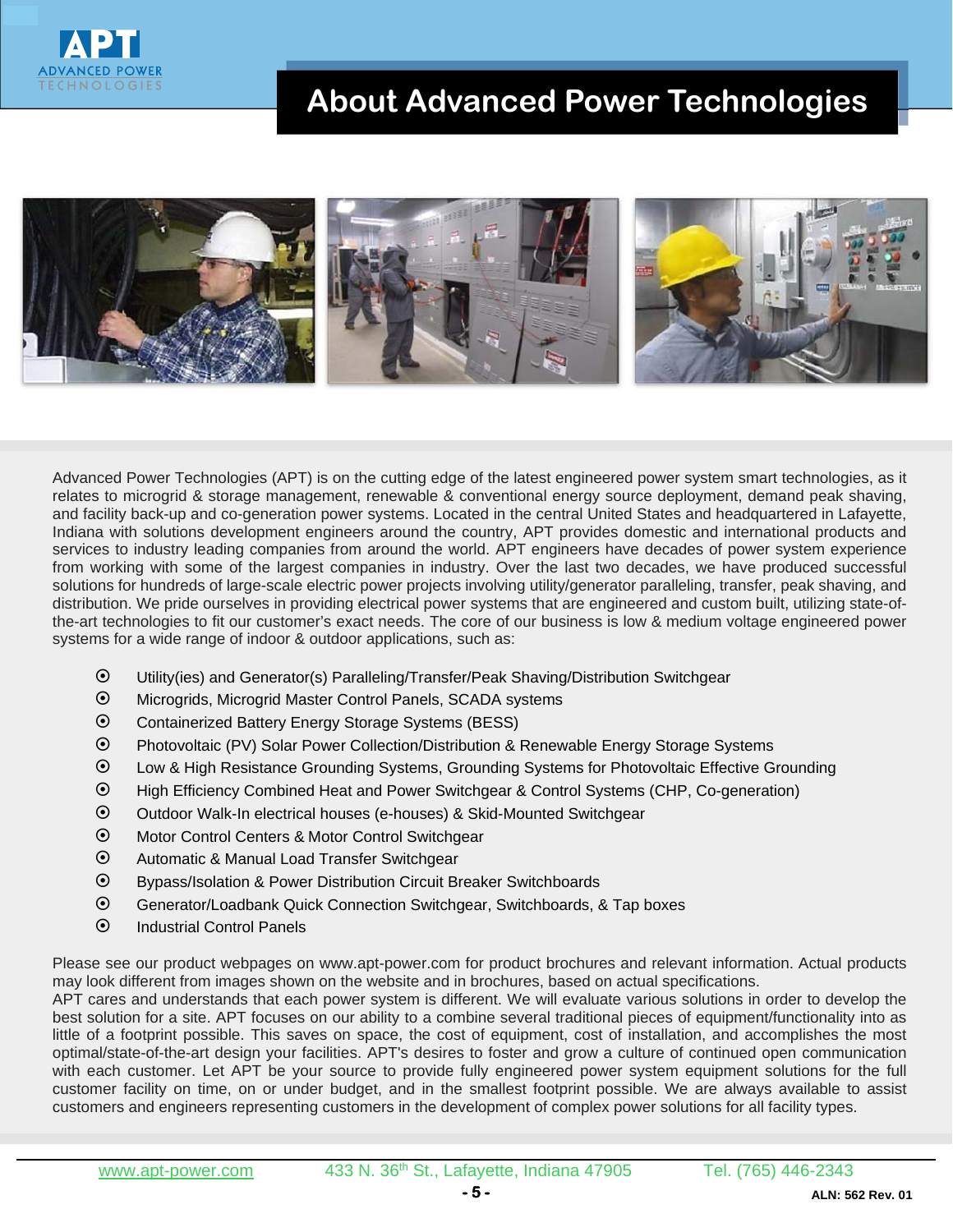# About Advanced Power Technologies

Advanced Power Technologies (APT) is on the cutting edge of the latest engineered power system smart technologies, as it relates to microgrid & storage management, renewable & conventional energy source deployment, demand peak shaving, and facility back-up and co-generation power systems. Located in the central United States and headquartered in Lafayette, Indiana with solutions development engineers around the country, APT provides domestic and international products and services to industry leading companies from around the world. APT engineers have decades of power system experience from working with some of the largest companies in industry. Over the last two decades, we have produced successful solutions for hundreds of large-scale electric power projects involving utility/generator paralleling, transfer, peak shaving, and distribution. We pride ourselves in providing electrical power systems that are engineered and custom built, utilizing state-of-the-art technologies to fit our customer's exact needs. The core of our business is low & medium voltage engineered power systems for a wide range of indoor & outdoor applications, such as:

- Utility(ies) and Generator(s) Paralleling/Transfer/Peak Shaving/Distribution Switchgear
- Microgrids, Microgrid Master Control Panels, SCADA systems
- Containerized Battery Energy Storage Systems (BESS)
- Photovoltaic (PV) Solar Power Collection/Distribution & Renewable Energy Storage Systems
- Low & High Resistance Grounding Systems, Grounding Systems for Photovoltaic Effective Grounding
- High Efficiency Combined Heat and Power Switchgear & Control Systems (CHP, Co-generation)
- Outdoor Walk-In electrical houses (e-houses) & Skid-Mounted Switchgear
- Motor Control Centers & Motor Control Switchgear
- Automatic & Manual Load Transfer Switchgear
- Bypass/Isolation & Power Distribution Circuit Breaker Switchboards
- Generator/Loadbank Quick Connection Switchgear, Switchboards, & Tap boxes
- Industrial Control Panels

Please see our product webpages on www.apt-power.com for product brochures and relevant information. Actual products may look different from images shown on the website and in brochures, based on actual specifications.
APT cares and understands that each power system is different. We will evaluate various solutions in order to develop the best solution for a site. APT focuses on our ability to a combine several traditional pieces of equipment/functionality into as little of a footprint possible. This saves on space, the cost of equipment, cost of installation, and accomplishes the most optimal/state-of-the-art design your facilities. APT's desires to foster and grow a culture of continued open communication with each customer. Let APT be your source to provide fully engineered power system equipment solutions for the full customer facility on time, on or under budget, and in the smallest footprint possible. We are always available to assist customers and engineers representing customers in the development of complex power solutions for all facility types.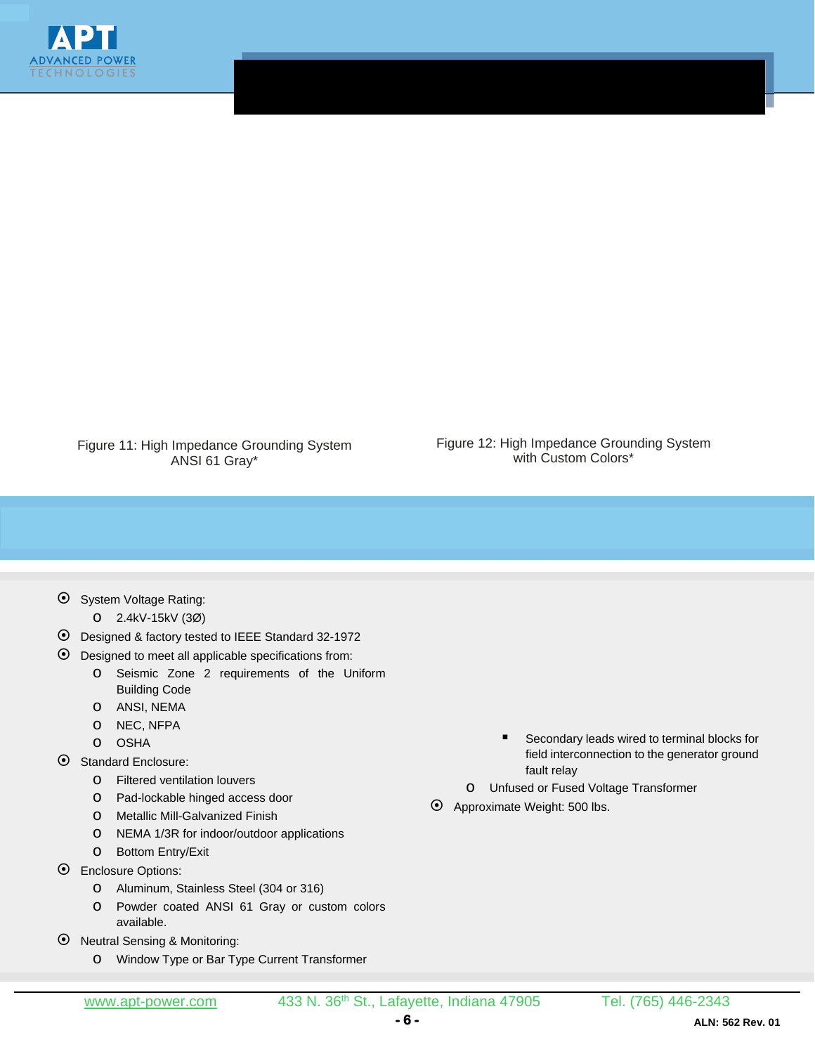Figure 11: High Impedance Grounding System ANSI 61 Gray*

Figure 12: High Impedance Grounding System with Custom Colors*

- System Voltage Rating:
  - 2.4kV-15kV (3Ø)
- Designed & factory tested to IEEE Standard 32-1972
- Designed to meet all applicable specifications from:
  - Seismic Zone 2 requirements of the Uniform Building Code
  - ANSI, NEMA
  - NEC, NFPA
  - OSHA
- Standard Enclosure:
  - Filtered ventilation louvers
  - Pad-lockable hinged access door
  - Metallic Mill-Galvanized Finish
  - NEMA 1/3R for indoor/outdoor applications
  - Bottom Entry/Exit
- Enclosure Options:
  - Aluminum, Stainless Steel (304 or 316)
  - Powder coated ANSI 61 Gray or custom colors available.
- Neutral Sensing & Monitoring:
  - Window Type or Bar Type Current Transformer
    - Secondary leads wired to terminal blocks for field interconnection to the generator ground fault relay
  - Unfused or Fused Voltage Transformer
- Approximate Weight: 500 lbs.

www.apt-power.com 433 N. 36th St., Lafayette, Indiana 47905 Tel. (765) 446-2343

ALN: 562 Rev. 01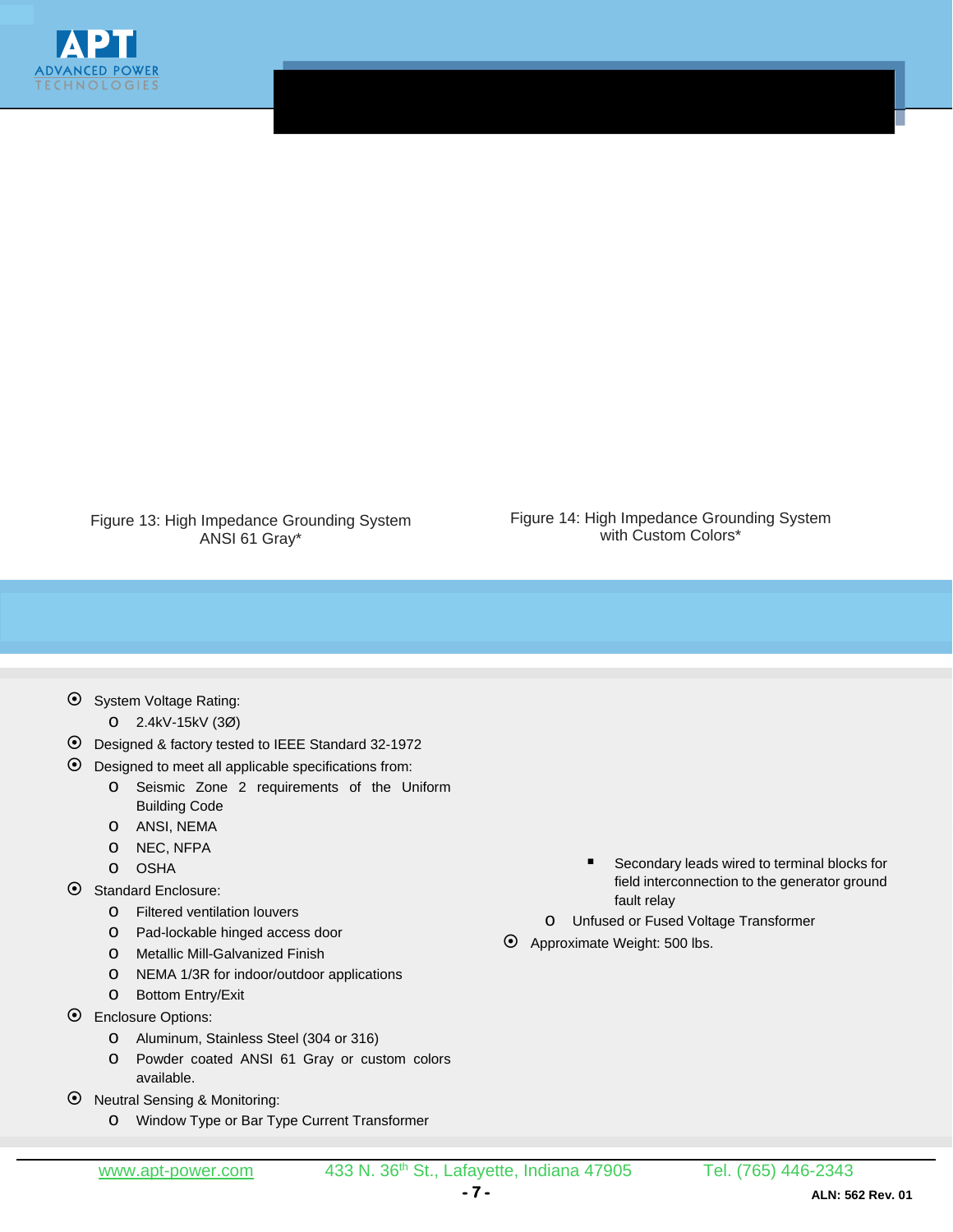Figure 13: High Impedance Grounding System ANSI 61 Gray*

Figure 14: High Impedance Grounding System with Custom Colors*

- System Voltage Rating:
  - 2.4kV-15kV (3Ø)
- Designed & factory tested to IEEE Standard 32-1972
- Designed to meet all applicable specifications from:
  - Seismic Zone 2 requirements of the Uniform Building Code
  - ANSI, NEMA
  - NEC, NFPA
  - OSHA
- Standard Enclosure:
  - Filtered ventilation louvers
  - Pad-lockable hinged access door
  - Metallic Mill-Galvanized Finish
  - NEMA 1/3R for indoor/outdoor applications
  - Bottom Entry/Exit
- Enclosure Options:
  - Aluminum, Stainless Steel (304 or 316)
  - Powder coated ANSI 61 Gray or custom colors available.
- Neutral Sensing & Monitoring:
  - Window Type or Bar Type Current Transformer
    - Secondary leads wired to terminal blocks for field interconnection to the generator ground fault relay
  - Unfused or Fused Voltage Transformer
- Approximate Weight: 500 lbs.

www.apt-power.com 433 N. 36th St., Lafayette, Indiana 47905 Tel. (765) 446-2343

ALN: 562 Rev. 01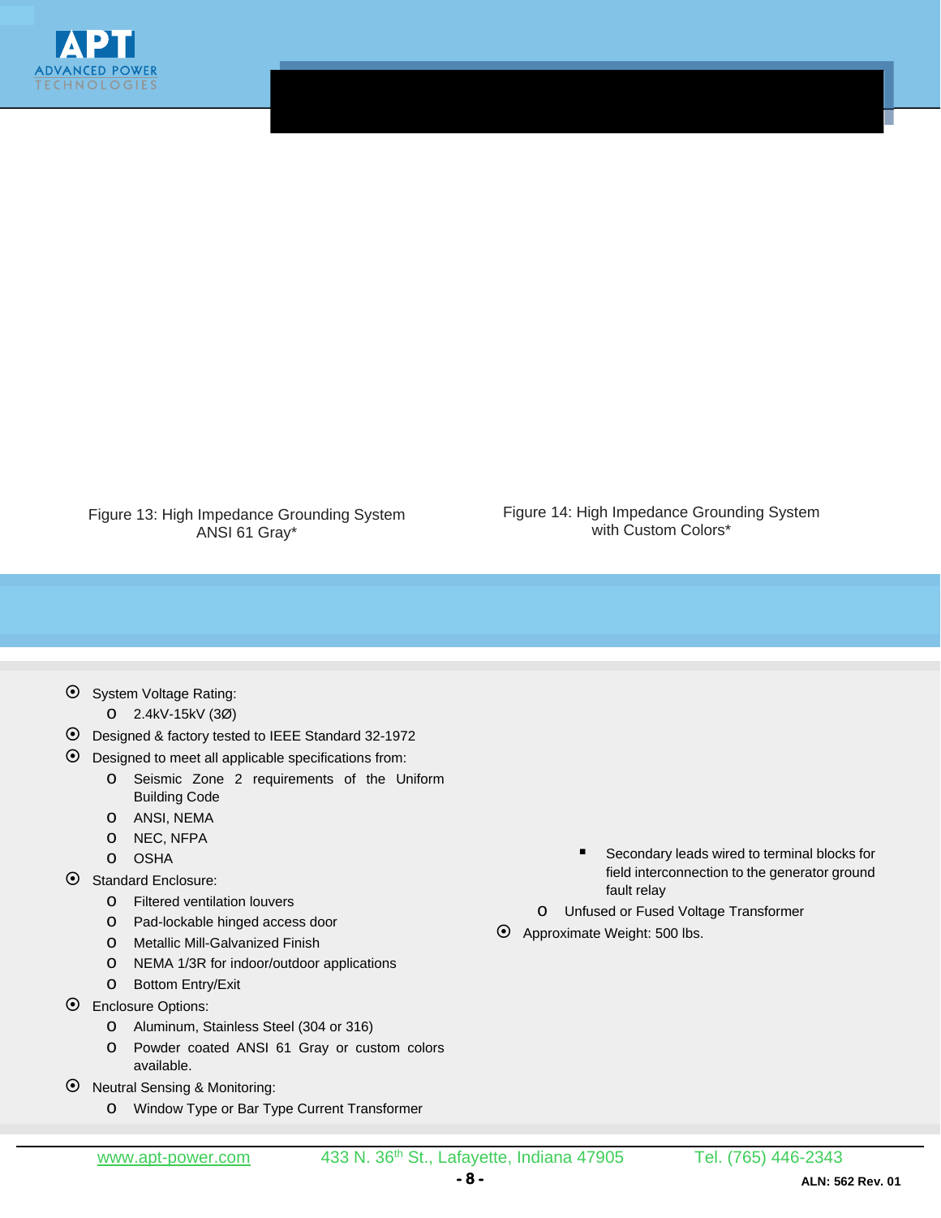Figure 13: High Impedance Grounding System ANSI 61 Gray*

Figure 14: High Impedance Grounding System with Custom Colors*

- System Voltage Rating:
  - 2.4kV-15kV (3Ø)
- Designed & factory tested to IEEE Standard 32-1972
- Designed to meet all applicable specifications from:
  - Seismic Zone 2 requirements of the Uniform Building Code
  - ANSI, NEMA
  - NEC, NFPA
  - OSHA
- Standard Enclosure:
  - Filtered ventilation louvers
  - Pad-lockable hinged access door
  - Metallic Mill-Galvanized Finish
  - NEMA 1/3R for indoor/outdoor applications
  - Bottom Entry/Exit
- Enclosure Options:
  - Aluminum, Stainless Steel (304 or 316)
  - Powder coated ANSI 61 Gray or custom colors available.
- Neutral Sensing & Monitoring:
  - Window Type or Bar Type Current Transformer
    - Secondary leads wired to terminal blocks for field interconnection to the generator ground fault relay
  - Unfused or Fused Voltage Transformer
- Approximate Weight: 500 lbs.

www.apt-power.com 433 N. 36th St., Lafayette, Indiana 47905 Tel. (765) 446-2343

ALN: 562 Rev. 01